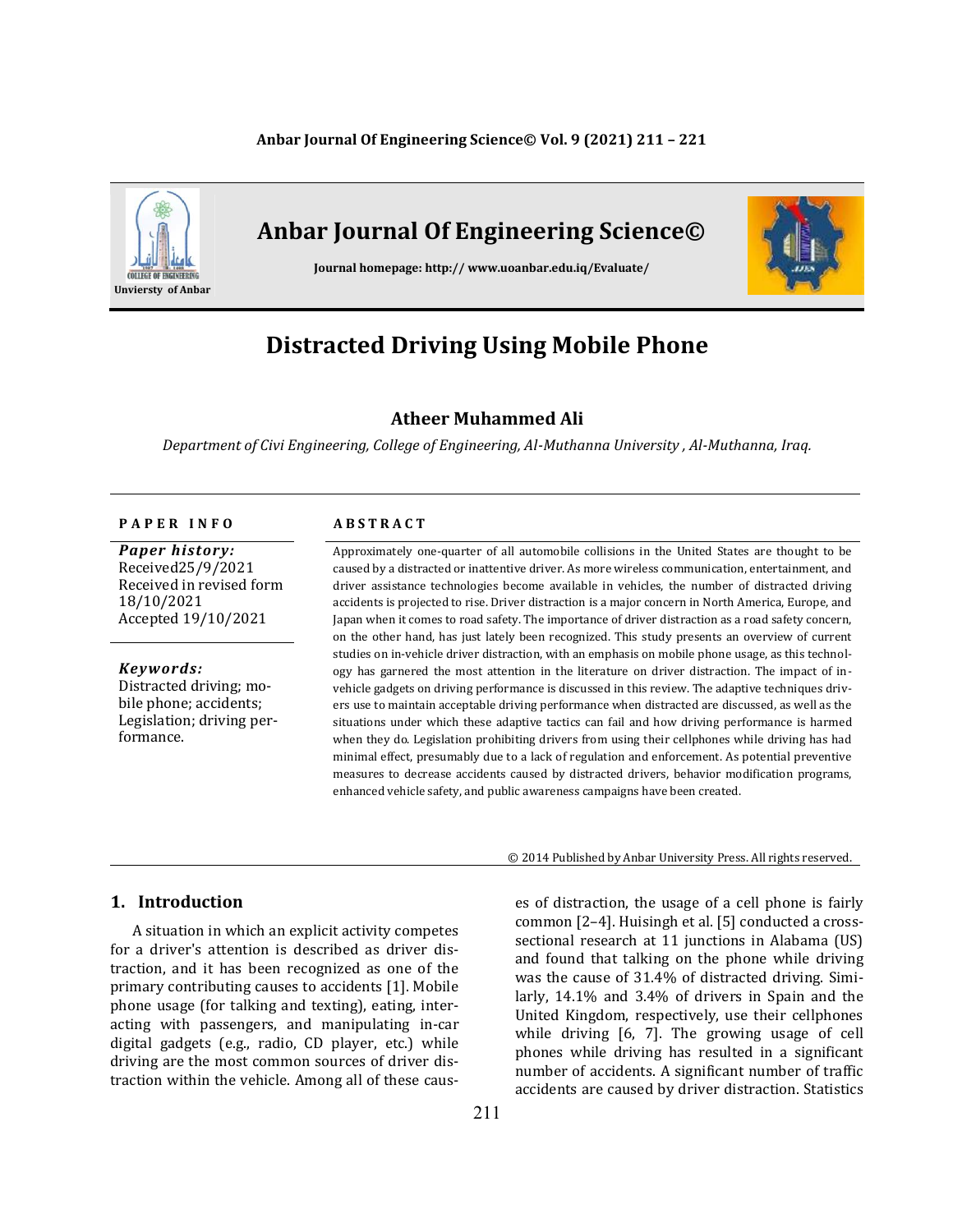# Anbar Journal Of Engineering Science©

**Journal homepage: http:// www.uoanbar.edu.iq/Evaluate/**

Unviersty of Anbar

# Distracted Driving Using Mobile Phone

**Atheer Muhammed Ali**

*Department of Civi Engineering, College of Engineering, Al-Muthanna University , Al-Muthanna, Iraq.*

**PAPER INFO**

***Paper history:***
Received25/9/2021
Received in revised form 18/10/2021
Accepted 19/10/2021

***Keywords:***
Distracted driving; mobile phone; accidents; Legislation; driving performance.

**ABSTRACT**

Approximately one-quarter of all automobile collisions in the United States are thought to be caused by a distracted or inattentive driver. As more wireless communication, entertainment, and driver assistance technologies become available in vehicles, the number of distracted driving accidents is projected to rise. Driver distraction is a major concern in North America, Europe, and Japan when it comes to road safety. The importance of driver distraction as a road safety concern, on the other hand, has just lately been recognized. This study presents an overview of current studies on in-vehicle driver distraction, with an emphasis on mobile phone usage, as this technology has garnered the most attention in the literature on driver distraction. The impact of in-vehicle gadgets on driving performance is discussed in this review. The adaptive techniques drivers use to maintain acceptable driving performance when distracted are discussed, as well as the situations under which these adaptive tactics can fail and how driving performance is harmed when they do. Legislation prohibiting drivers from using their cellphones while driving has had minimal effect, presumably due to a lack of regulation and enforcement. As potential preventive measures to decrease accidents caused by distracted drivers, behavior modification programs, enhanced vehicle safety, and public awareness campaigns have been created.

© 2014 Published by Anbar University Press. All rights reserved.

## 1. Introduction

A situation in which an explicit activity competes for a driver's attention is described as driver distraction, and it has been recognized as one of the primary contributing causes to accidents [1]. Mobile phone usage (for talking and texting), eating, interacting with passengers, and manipulating in-car digital gadgets (e.g., radio, CD player, etc.) while driving are the most common sources of driver distraction within the vehicle. Among all of these causes of distraction, the usage of a cell phone is fairly common [2–4]. Huisingh et al. [5] conducted a cross-sectional research at 11 junctions in Alabama (US) and found that talking on the phone while driving was the cause of 31.4% of distracted driving. Similarly, 14.1% and 3.4% of drivers in Spain and the United Kingdom, respectively, use their cellphones while driving [6, 7]. The growing usage of cell phones while driving has resulted in a significant number of accidents. A significant number of traffic accidents are caused by driver distraction. Statistics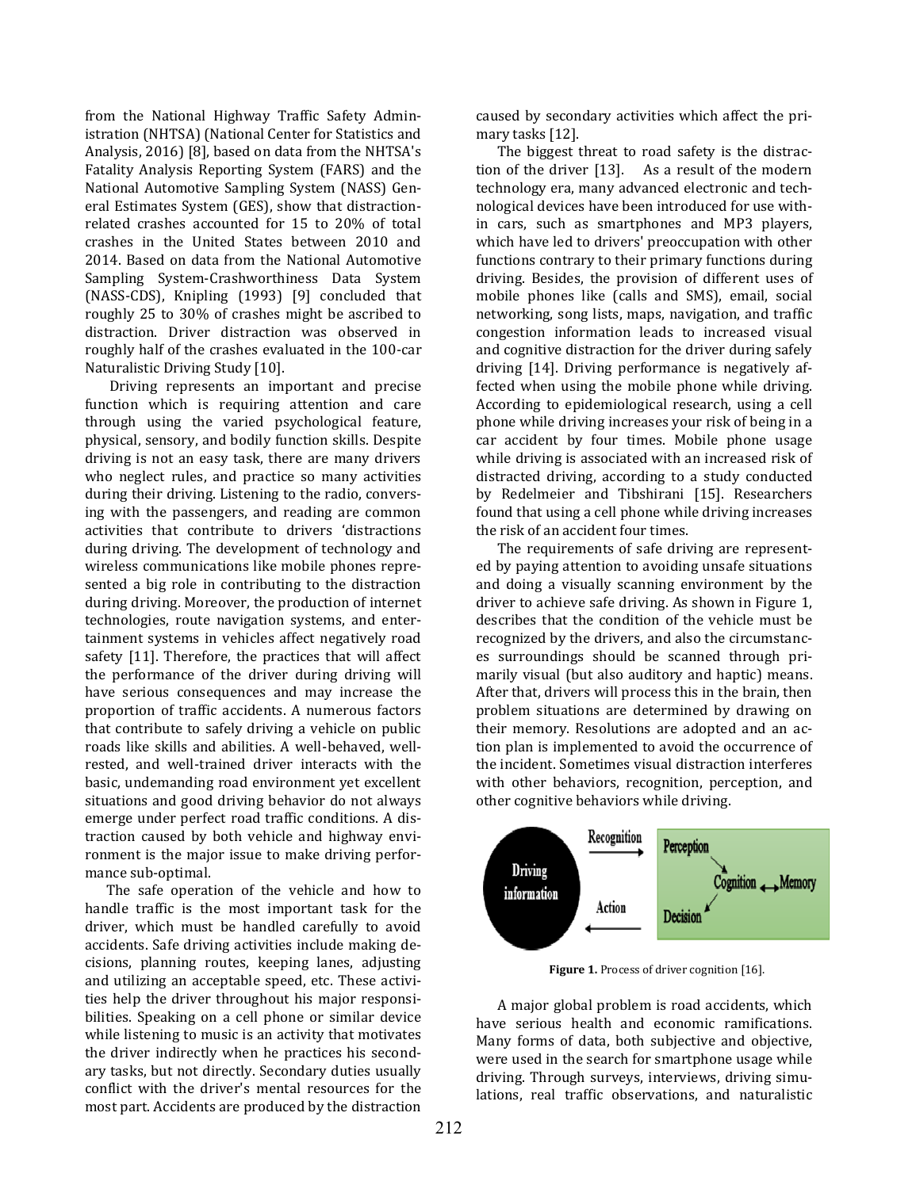from the National Highway Traffic Safety Administration (NHTSA) (National Center for Statistics and Analysis, 2016) [8], based on data from the NHTSA's Fatality Analysis Reporting System (FARS) and the National Automotive Sampling System (NASS) General Estimates System (GES), show that distraction-related crashes accounted for 15 to 20% of total crashes in the United States between 2010 and 2014. Based on data from the National Automotive Sampling System-Crashworthiness Data System (NASS-CDS), Knipling (1993) [9] concluded that roughly 25 to 30% of crashes might be ascribed to distraction. Driver distraction was observed in roughly half of the crashes evaluated in the 100-car Naturalistic Driving Study [10].

Driving represents an important and precise function which is requiring attention and care through using the varied psychological feature, physical, sensory, and bodily function skills. Despite driving is not an easy task, there are many drivers who neglect rules, and practice so many activities during their driving. Listening to the radio, conversing with the passengers, and reading are common activities that contribute to drivers 'distractions during driving. The development of technology and wireless communications like mobile phones represented a big role in contributing to the distraction during driving. Moreover, the production of internet technologies, route navigation systems, and entertainment systems in vehicles affect negatively road safety [11]. Therefore, the practices that will affect the performance of the driver during driving will have serious consequences and may increase the proportion of traffic accidents. A numerous factors that contribute to safely driving a vehicle on public roads like skills and abilities. A well-behaved, well-rested, and well-trained driver interacts with the basic, undemanding road environment yet excellent situations and good driving behavior do not always emerge under perfect road traffic conditions. A distraction caused by both vehicle and highway environment is the major issue to make driving performance sub-optimal.

The safe operation of the vehicle and how to handle traffic is the most important task for the driver, which must be handled carefully to avoid accidents. Safe driving activities include making decisions, planning routes, keeping lanes, adjusting and utilizing an acceptable speed, etc. These activities help the driver throughout his major responsibilities. Speaking on a cell phone or similar device while listening to music is an activity that motivates the driver indirectly when he practices his secondary tasks, but not directly. Secondary duties usually conflict with the driver's mental resources for the most part. Accidents are produced by the distraction caused by secondary activities which affect the primary tasks [12].

The biggest threat to road safety is the distraction of the driver [13]. As a result of the modern technology era, many advanced electronic and technological devices have been introduced for use within cars, such as smartphones and MP3 players, which have led to drivers' preoccupation with other functions contrary to their primary functions during driving. Besides, the provision of different uses of mobile phones like (calls and SMS), email, social networking, song lists, maps, navigation, and traffic congestion information leads to increased visual and cognitive distraction for the driver during safely driving [14]. Driving performance is negatively affected when using the mobile phone while driving. According to epidemiological research, using a cell phone while driving increases your risk of being in a car accident by four times. Mobile phone usage while driving is associated with an increased risk of distracted driving, according to a study conducted by Redelmeier and Tibshirani [15]. Researchers found that using a cell phone while driving increases the risk of an accident four times.

The requirements of safe driving are represented by paying attention to avoiding unsafe situations and doing a visually scanning environment by the driver to achieve safe driving. As shown in Figure 1, describes that the condition of the vehicle must be recognized by the drivers, and also the circumstances surroundings should be scanned through primarily visual (but also auditory and haptic) means. After that, drivers will process this in the brain, then problem situations are determined by drawing on their memory. Resolutions are adopted and an action plan is implemented to avoid the occurrence of the incident. Sometimes visual distraction interferes with other behaviors, recognition, perception, and other cognitive behaviors while driving.

**Figure 1.** Process of driver cognition [16].

A major global problem is road accidents, which have serious health and economic ramifications. Many forms of data, both subjective and objective, were used in the search for smartphone usage while driving. Through surveys, interviews, driving simulations, real traffic observations, and naturalistic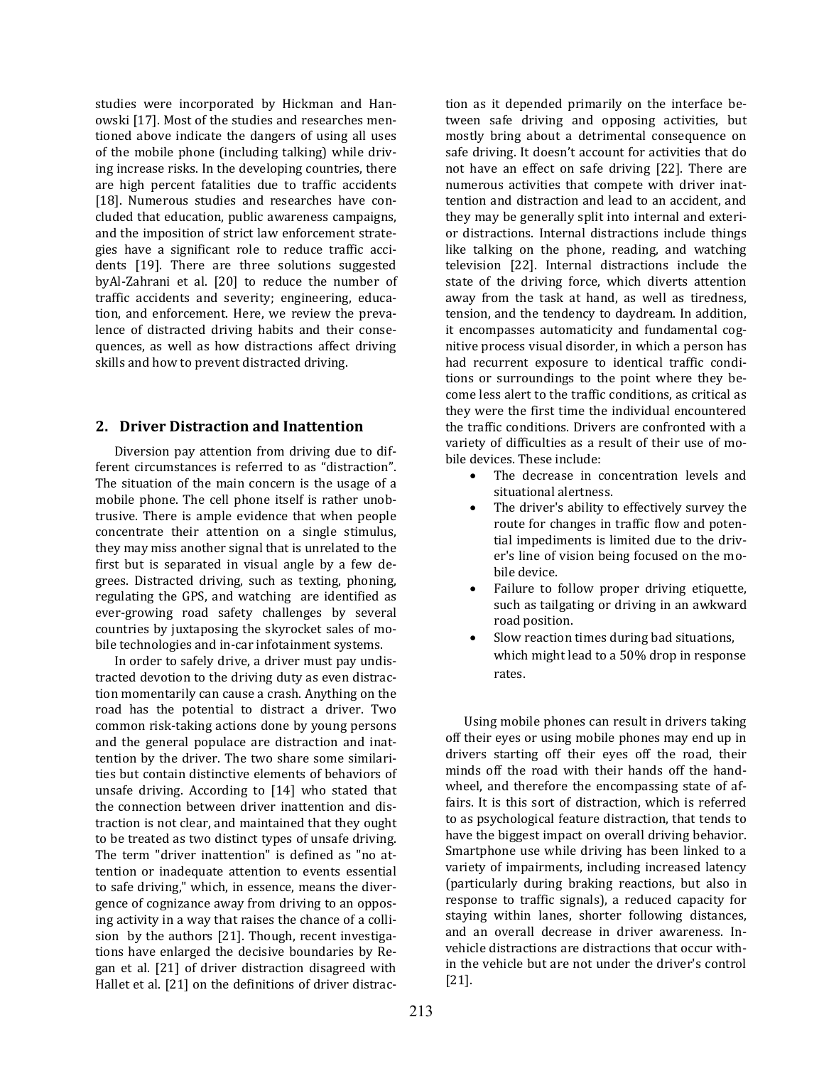studies were incorporated by Hickman and Hanowski [17]. Most of the studies and researches mentioned above indicate the dangers of using all uses of the mobile phone (including talking) while driving increase risks. In the developing countries, there are high percent fatalities due to traffic accidents [18]. Numerous studies and researches have concluded that education, public awareness campaigns, and the imposition of strict law enforcement strategies have a significant role to reduce traffic accidents [19]. There are three solutions suggested byAl-Zahrani et al. [20] to reduce the number of traffic accidents and severity; engineering, education, and enforcement. Here, we review the prevalence of distracted driving habits and their consequences, as well as how distractions affect driving skills and how to prevent distracted driving.

## 2. Driver Distraction and Inattention

Diversion pay attention from driving due to different circumstances is referred to as "distraction". The situation of the main concern is the usage of a mobile phone. The cell phone itself is rather unobtrusive. There is ample evidence that when people concentrate their attention on a single stimulus, they may miss another signal that is unrelated to the first but is separated in visual angle by a few degrees. Distracted driving, such as texting, phoning, regulating the GPS, and watching are identified as ever-growing road safety challenges by several countries by juxtaposing the skyrocket sales of mobile technologies and in-car infotainment systems.

In order to safely drive, a driver must pay undistracted devotion to the driving duty as even distraction momentarily can cause a crash. Anything on the road has the potential to distract a driver. Two common risk-taking actions done by young persons and the general populace are distraction and inattention by the driver. The two share some similarities but contain distinctive elements of behaviors of unsafe driving. According to [14] who stated that the connection between driver inattention and distraction is not clear, and maintained that they ought to be treated as two distinct types of unsafe driving. The term "driver inattention" is defined as "no attention or inadequate attention to events essential to safe driving," which, in essence, means the divergence of cognizance away from driving to an opposing activity in a way that raises the chance of a collision by the authors [21]. Though, recent investigations have enlarged the decisive boundaries by Regan et al. [21] of driver distraction disagreed with Hallet et al. [21] on the definitions of driver distraction as it depended primarily on the interface between safe driving and opposing activities, but mostly bring about a detrimental consequence on safe driving. It doesn't account for activities that do not have an effect on safe driving [22]. There are numerous activities that compete with driver inattention and distraction and lead to an accident, and they may be generally split into internal and exterior distractions. Internal distractions include things like talking on the phone, reading, and watching television [22]. Internal distractions include the state of the driving force, which diverts attention away from the task at hand, as well as tiredness, tension, and the tendency to daydream. In addition, it encompasses automaticity and fundamental cognitive process visual disorder, in which a person has had recurrent exposure to identical traffic conditions or surroundings to the point where they become less alert to the traffic conditions, as critical as they were the first time the individual encountered the traffic conditions. Drivers are confronted with a variety of difficulties as a result of their use of mobile devices. These include:

- The decrease in concentration levels and situational alertness.
- The driver's ability to effectively survey the route for changes in traffic flow and potential impediments is limited due to the driver's line of vision being focused on the mobile device.
- Failure to follow proper driving etiquette, such as tailgating or driving in an awkward road position.
- Slow reaction times during bad situations, which might lead to a 50% drop in response rates.

Using mobile phones can result in drivers taking off their eyes or using mobile phones may end up in drivers starting off their eyes off the road, their minds off the road with their hands off the handwheel, and therefore the encompassing state of affairs. It is this sort of distraction, which is referred to as psychological feature distraction, that tends to have the biggest impact on overall driving behavior. Smartphone use while driving has been linked to a variety of impairments, including increased latency (particularly during braking reactions, but also in response to traffic signals), a reduced capacity for staying within lanes, shorter following distances, and an overall decrease in driver awareness. In-vehicle distractions are distractions that occur within the vehicle but are not under the driver's control [21].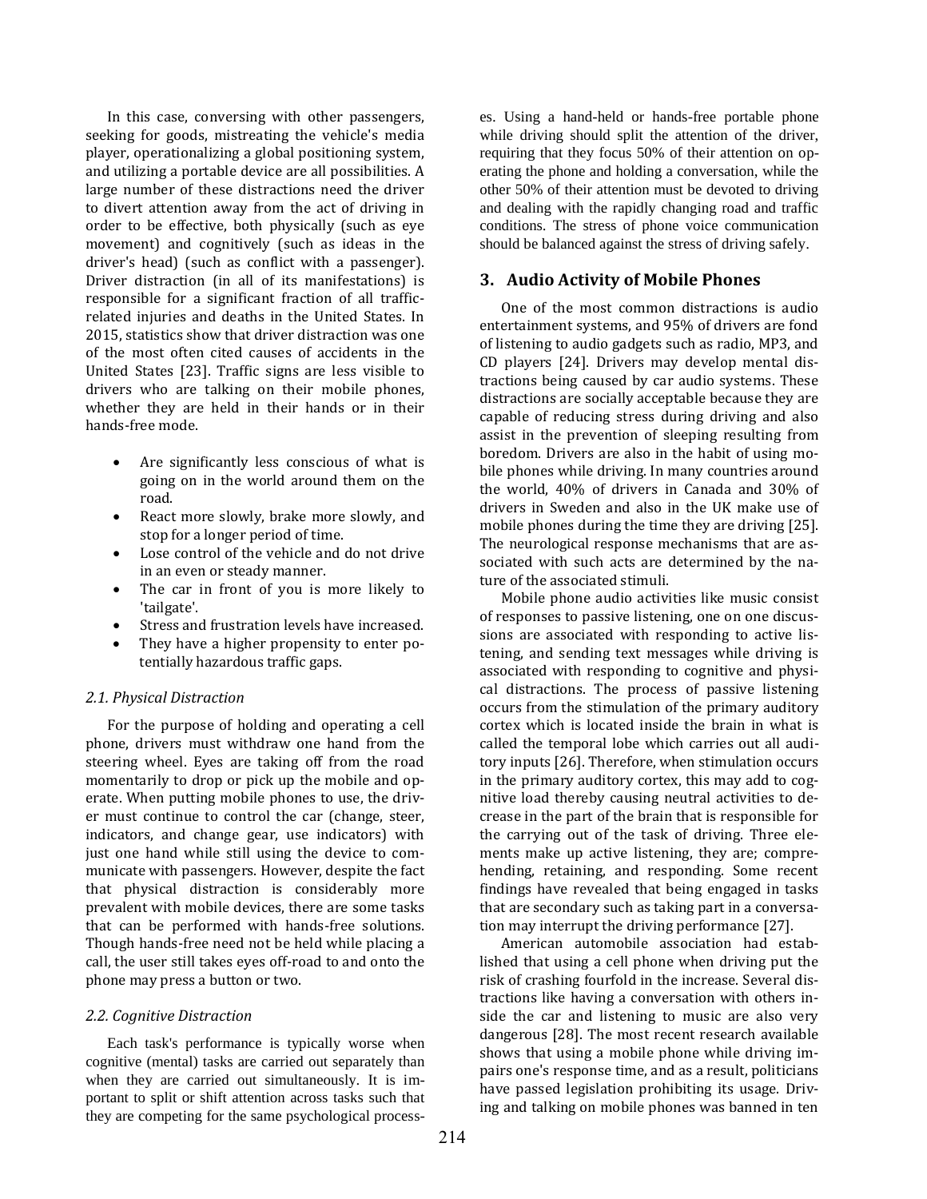In this case, conversing with other passengers, seeking for goods, mistreating the vehicle's media player, operationalizing a global positioning system, and utilizing a portable device are all possibilities. A large number of these distractions need the driver to divert attention away from the act of driving in order to be effective, both physically (such as eye movement) and cognitively (such as ideas in the driver's head) (such as conflict with a passenger). Driver distraction (in all of its manifestations) is responsible for a significant fraction of all traffic-related injuries and deaths in the United States. In 2015, statistics show that driver distraction was one of the most often cited causes of accidents in the United States [23]. Traffic signs are less visible to drivers who are talking on their mobile phones, whether they are held in their hands or in their hands-free mode.

- Are significantly less conscious of what is going on in the world around them on the road.
- React more slowly, brake more slowly, and stop for a longer period of time.
- Lose control of the vehicle and do not drive in an even or steady manner.
- The car in front of you is more likely to 'tailgate'.
- Stress and frustration levels have increased.
- They have a higher propensity to enter potentially hazardous traffic gaps.

### *2.1. Physical Distraction*

For the purpose of holding and operating a cell phone, drivers must withdraw one hand from the steering wheel. Eyes are taking off from the road momentarily to drop or pick up the mobile and operate. When putting mobile phones to use, the driver must continue to control the car (change, steer, indicators, and change gear, use indicators) with just one hand while still using the device to communicate with passengers. However, despite the fact that physical distraction is considerably more prevalent with mobile devices, there are some tasks that can be performed with hands-free solutions. Though hands-free need not be held while placing a call, the user still takes eyes off-road to and onto the phone may press a button or two.

### *2.2. Cognitive Distraction*

Each task's performance is typically worse when cognitive (mental) tasks are carried out separately than when they are carried out simultaneously. It is important to split or shift attention across tasks such that they are competing for the same psychological processes. Using a hand-held or hands-free portable phone while driving should split the attention of the driver, requiring that they focus 50% of their attention on operating the phone and holding a conversation, while the other 50% of their attention must be devoted to driving and dealing with the rapidly changing road and traffic conditions. The stress of phone voice communication should be balanced against the stress of driving safely.

## 3. Audio Activity of Mobile Phones

One of the most common distractions is audio entertainment systems, and 95% of drivers are fond of listening to audio gadgets such as radio, MP3, and CD players [24]. Drivers may develop mental distractions being caused by car audio systems. These distractions are socially acceptable because they are capable of reducing stress during driving and also assist in the prevention of sleeping resulting from boredom. Drivers are also in the habit of using mobile phones while driving. In many countries around the world, 40% of drivers in Canada and 30% of drivers in Sweden and also in the UK make use of mobile phones during the time they are driving [25]. The neurological response mechanisms that are associated with such acts are determined by the nature of the associated stimuli.

Mobile phone audio activities like music consist of responses to passive listening, one on one discussions are associated with responding to active listening, and sending text messages while driving is associated with responding to cognitive and physical distractions. The process of passive listening occurs from the stimulation of the primary auditory cortex which is located inside the brain in what is called the temporal lobe which carries out all auditory inputs [26]. Therefore, when stimulation occurs in the primary auditory cortex, this may add to cognitive load thereby causing neutral activities to decrease in the part of the brain that is responsible for the carrying out of the task of driving. Three elements make up active listening, they are; comprehending, retaining, and responding. Some recent findings have revealed that being engaged in tasks that are secondary such as taking part in a conversation may interrupt the driving performance [27].

American automobile association had established that using a cell phone when driving put the risk of crashing fourfold in the increase. Several distractions like having a conversation with others inside the car and listening to music are also very dangerous [28]. The most recent research available shows that using a mobile phone while driving impairs one's response time, and as a result, politicians have passed legislation prohibiting its usage. Driving and talking on mobile phones was banned in ten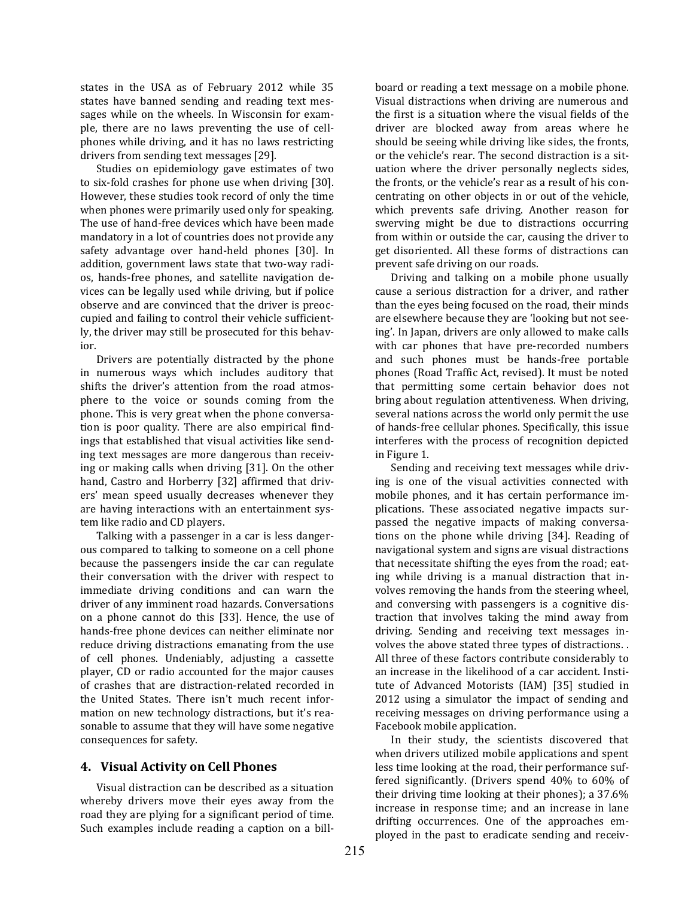states in the USA as of February 2012 while 35 states have banned sending and reading text messages while on the wheels. In Wisconsin for example, there are no laws preventing the use of cellphones while driving, and it has no laws restricting drivers from sending text messages [29].

Studies on epidemiology gave estimates of two to six-fold crashes for phone use when driving [30]. However, these studies took record of only the time when phones were primarily used only for speaking. The use of hand-free devices which have been made mandatory in a lot of countries does not provide any safety advantage over hand-held phones [30]. In addition, government laws state that two-way radios, hands-free phones, and satellite navigation devices can be legally used while driving, but if police observe and are convinced that the driver is preoccupied and failing to control their vehicle sufficiently, the driver may still be prosecuted for this behavior.

Drivers are potentially distracted by the phone in numerous ways which includes auditory that shifts the driver's attention from the road atmosphere to the voice or sounds coming from the phone. This is very great when the phone conversation is poor quality. There are also empirical findings that established that visual activities like sending text messages are more dangerous than receiving or making calls when driving [31]. On the other hand, Castro and Horberry [32] affirmed that drivers' mean speed usually decreases whenever they are having interactions with an entertainment system like radio and CD players.

Talking with a passenger in a car is less dangerous compared to talking to someone on a cell phone because the passengers inside the car can regulate their conversation with the driver with respect to immediate driving conditions and can warn the driver of any imminent road hazards. Conversations on a phone cannot do this [33]. Hence, the use of hands-free phone devices can neither eliminate nor reduce driving distractions emanating from the use of cell phones. Undeniably, adjusting a cassette player, CD or radio accounted for the major causes of crashes that are distraction-related recorded in the United States. There isn't much recent information on new technology distractions, but it's reasonable to assume that they will have some negative consequences for safety.

## 4. Visual Activity on Cell Phones

Visual distraction can be described as a situation whereby drivers move their eyes away from the road they are plying for a significant period of time. Such examples include reading a caption on a billboard or reading a text message on a mobile phone. Visual distractions when driving are numerous and the first is a situation where the visual fields of the driver are blocked away from areas where he should be seeing while driving like sides, the fronts, or the vehicle's rear. The second distraction is a situation where the driver personally neglects sides, the fronts, or the vehicle's rear as a result of his concentrating on other objects in or out of the vehicle, which prevents safe driving. Another reason for swerving might be due to distractions occurring from within or outside the car, causing the driver to get disoriented. All these forms of distractions can prevent safe driving on our roads.

Driving and talking on a mobile phone usually cause a serious distraction for a driver, and rather than the eyes being focused on the road, their minds are elsewhere because they are 'looking but not seeing'. In Japan, drivers are only allowed to make calls with car phones that have pre-recorded numbers and such phones must be hands-free portable phones (Road Traffic Act, revised). It must be noted that permitting some certain behavior does not bring about regulation attentiveness. When driving, several nations across the world only permit the use of hands-free cellular phones. Specifically, this issue interferes with the process of recognition depicted in Figure 1.

Sending and receiving text messages while driving is one of the visual activities connected with mobile phones, and it has certain performance implications. These associated negative impacts surpassed the negative impacts of making conversations on the phone while driving [34]. Reading of navigational system and signs are visual distractions that necessitate shifting the eyes from the road; eating while driving is a manual distraction that involves removing the hands from the steering wheel, and conversing with passengers is a cognitive distraction that involves taking the mind away from driving. Sending and receiving text messages involves the above stated three types of distractions. . All three of these factors contribute considerably to an increase in the likelihood of a car accident. Institute of Advanced Motorists (IAM) [35] studied in 2012 using a simulator the impact of sending and receiving messages on driving performance using a Facebook mobile application.

In their study, the scientists discovered that when drivers utilized mobile applications and spent less time looking at the road, their performance suffered significantly. (Drivers spend 40% to 60% of their driving time looking at their phones); a 37.6% increase in response time; and an increase in lane drifting occurrences. One of the approaches employed in the past to eradicate sending and receiv-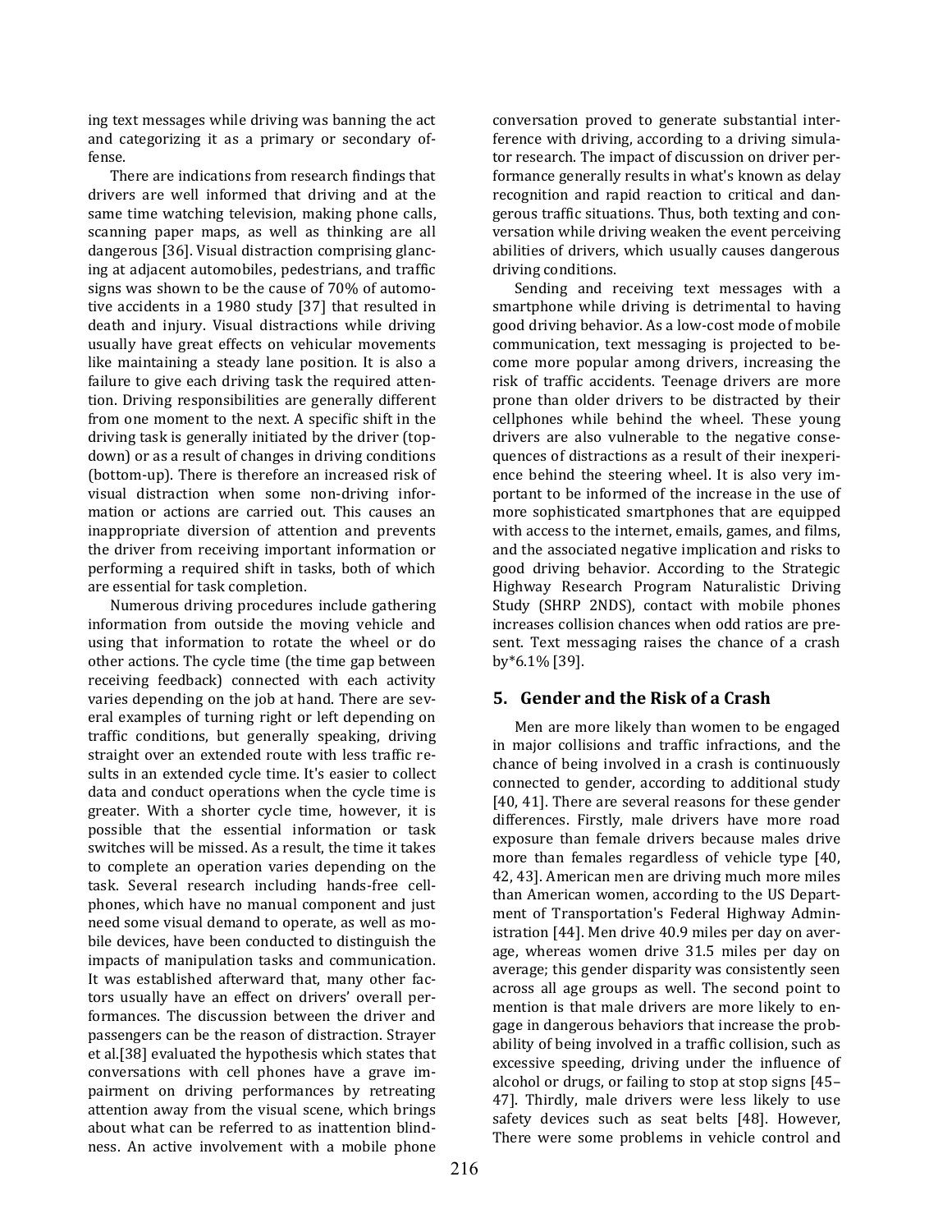ing text messages while driving was banning the act and categorizing it as a primary or secondary offense.

There are indications from research findings that drivers are well informed that driving and at the same time watching television, making phone calls, scanning paper maps, as well as thinking are all dangerous [36]. Visual distraction comprising glancing at adjacent automobiles, pedestrians, and traffic signs was shown to be the cause of 70% of automotive accidents in a 1980 study [37] that resulted in death and injury. Visual distractions while driving usually have great effects on vehicular movements like maintaining a steady lane position. It is also a failure to give each driving task the required attention. Driving responsibilities are generally different from one moment to the next. A specific shift in the driving task is generally initiated by the driver (top-down) or as a result of changes in driving conditions (bottom-up). There is therefore an increased risk of visual distraction when some non-driving information or actions are carried out. This causes an inappropriate diversion of attention and prevents the driver from receiving important information or performing a required shift in tasks, both of which are essential for task completion.

Numerous driving procedures include gathering information from outside the moving vehicle and using that information to rotate the wheel or do other actions. The cycle time (the time gap between receiving feedback) connected with each activity varies depending on the job at hand. There are several examples of turning right or left depending on traffic conditions, but generally speaking, driving straight over an extended route with less traffic results in an extended cycle time. It's easier to collect data and conduct operations when the cycle time is greater. With a shorter cycle time, however, it is possible that the essential information or task switches will be missed. As a result, the time it takes to complete an operation varies depending on the task. Several research including hands-free cellphones, which have no manual component and just need some visual demand to operate, as well as mobile devices, have been conducted to distinguish the impacts of manipulation tasks and communication. It was established afterward that, many other factors usually have an effect on drivers' overall performances. The discussion between the driver and passengers can be the reason of distraction. Strayer et al.[38] evaluated the hypothesis which states that conversations with cell phones have a grave impairment on driving performances by retreating attention away from the visual scene, which brings about what can be referred to as inattention blindness. An active involvement with a mobile phone conversation proved to generate substantial interference with driving, according to a driving simulator research. The impact of discussion on driver performance generally results in what's known as delay recognition and rapid reaction to critical and dangerous traffic situations. Thus, both texting and conversation while driving weaken the event perceiving abilities of drivers, which usually causes dangerous driving conditions.

Sending and receiving text messages with a smartphone while driving is detrimental to having good driving behavior. As a low-cost mode of mobile communication, text messaging is projected to become more popular among drivers, increasing the risk of traffic accidents. Teenage drivers are more prone than older drivers to be distracted by their cellphones while behind the wheel. These young drivers are also vulnerable to the negative consequences of distractions as a result of their inexperience behind the steering wheel. It is also very important to be informed of the increase in the use of more sophisticated smartphones that are equipped with access to the internet, emails, games, and films, and the associated negative implication and risks to good driving behavior. According to the Strategic Highway Research Program Naturalistic Driving Study (SHRP 2NDS), contact with mobile phones increases collision chances when odd ratios are present. Text messaging raises the chance of a crash by*6.1% [39].

## 5. Gender and the Risk of a Crash

Men are more likely than women to be engaged in major collisions and traffic infractions, and the chance of being involved in a crash is continuously connected to gender, according to additional study [40, 41]. There are several reasons for these gender differences. Firstly, male drivers have more road exposure than female drivers because males drive more than females regardless of vehicle type [40, 42, 43]. American men are driving much more miles than American women, according to the US Department of Transportation's Federal Highway Administration [44]. Men drive 40.9 miles per day on average, whereas women drive 31.5 miles per day on average; this gender disparity was consistently seen across all age groups as well. The second point to mention is that male drivers are more likely to engage in dangerous behaviors that increase the probability of being involved in a traffic collision, such as excessive speeding, driving under the influence of alcohol or drugs, or failing to stop at stop signs [45–47]. Thirdly, male drivers were less likely to use safety devices such as seat belts [48]. However, There were some problems in vehicle control and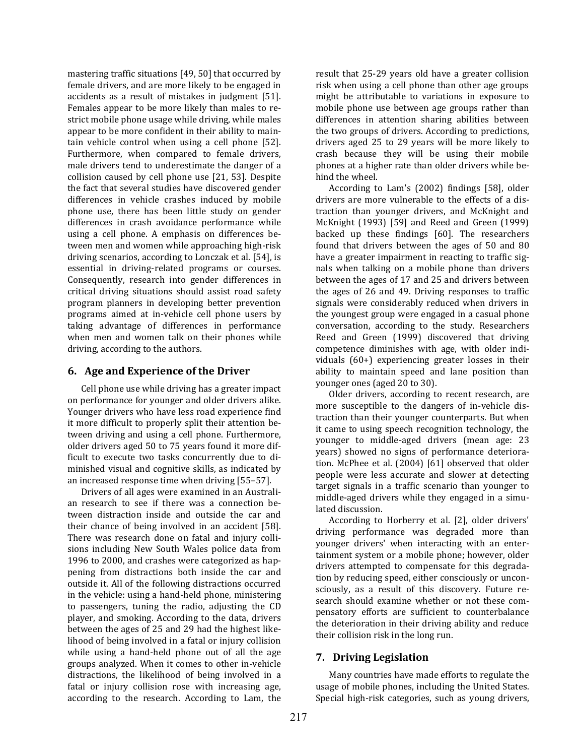mastering traffic situations [49, 50] that occurred by female drivers, and are more likely to be engaged in accidents as a result of mistakes in judgment [51]. Females appear to be more likely than males to restrict mobile phone usage while driving, while males appear to be more confident in their ability to maintain vehicle control when using a cell phone [52]. Furthermore, when compared to female drivers, male drivers tend to underestimate the danger of a collision caused by cell phone use [21, 53]. Despite the fact that several studies have discovered gender differences in vehicle crashes induced by mobile phone use, there has been little study on gender differences in crash avoidance performance while using a cell phone. A emphasis on differences between men and women while approaching high-risk driving scenarios, according to Lonczak et al. [54], is essential in driving-related programs or courses. Consequently, research into gender differences in critical driving situations should assist road safety program planners in developing better prevention programs aimed at in-vehicle cell phone users by taking advantage of differences in performance when men and women talk on their phones while driving, according to the authors.

## 6. Age and Experience of the Driver

Cell phone use while driving has a greater impact on performance for younger and older drivers alike. Younger drivers who have less road experience find it more difficult to properly split their attention between driving and using a cell phone. Furthermore, older drivers aged 50 to 75 years found it more difficult to execute two tasks concurrently due to diminished visual and cognitive skills, as indicated by an increased response time when driving [55–57].

Drivers of all ages were examined in an Australian research to see if there was a connection between distraction inside and outside the car and their chance of being involved in an accident [58]. There was research done on fatal and injury collisions including New South Wales police data from 1996 to 2000, and crashes were categorized as happening from distractions both inside the car and outside it. All of the following distractions occurred in the vehicle: using a hand-held phone, ministering to passengers, tuning the radio, adjusting the CD player, and smoking. According to the data, drivers between the ages of 25 and 29 had the highest likelihood of being involved in a fatal or injury collision while using a hand-held phone out of all the age groups analyzed. When it comes to other in-vehicle distractions, the likelihood of being involved in a fatal or injury collision rose with increasing age, according to the research. According to Lam, the result that 25-29 years old have a greater collision risk when using a cell phone than other age groups might be attributable to variations in exposure to mobile phone use between age groups rather than differences in attention sharing abilities between the two groups of drivers. According to predictions, drivers aged 25 to 29 years will be more likely to crash because they will be using their mobile phones at a higher rate than older drivers while behind the wheel.

According to Lam's (2002) findings [58], older drivers are more vulnerable to the effects of a distraction than younger drivers, and McKnight and McKnight (1993) [59] and Reed and Green (1999) backed up these findings [60]. The researchers found that drivers between the ages of 50 and 80 have a greater impairment in reacting to traffic signals when talking on a mobile phone than drivers between the ages of 17 and 25 and drivers between the ages of 26 and 49. Driving responses to traffic signals were considerably reduced when drivers in the youngest group were engaged in a casual phone conversation, according to the study. Researchers Reed and Green (1999) discovered that driving competence diminishes with age, with older individuals (60+) experiencing greater losses in their ability to maintain speed and lane position than younger ones (aged 20 to 30).

Older drivers, according to recent research, are more susceptible to the dangers of in-vehicle distraction than their younger counterparts. But when it came to using speech recognition technology, the younger to middle-aged drivers (mean age: 23 years) showed no signs of performance deterioration. McPhee et al. (2004) [61] observed that older people were less accurate and slower at detecting target signals in a traffic scenario than younger to middle-aged drivers while they engaged in a simulated discussion.

According to Horberry et al. [2], older drivers' driving performance was degraded more than younger drivers' when interacting with an entertainment system or a mobile phone; however, older drivers attempted to compensate for this degradation by reducing speed, either consciously or unconsciously, as a result of this discovery. Future research should examine whether or not these compensatory efforts are sufficient to counterbalance the deterioration in their driving ability and reduce their collision risk in the long run.

## 7. Driving Legislation

Many countries have made efforts to regulate the usage of mobile phones, including the United States. Special high-risk categories, such as young drivers,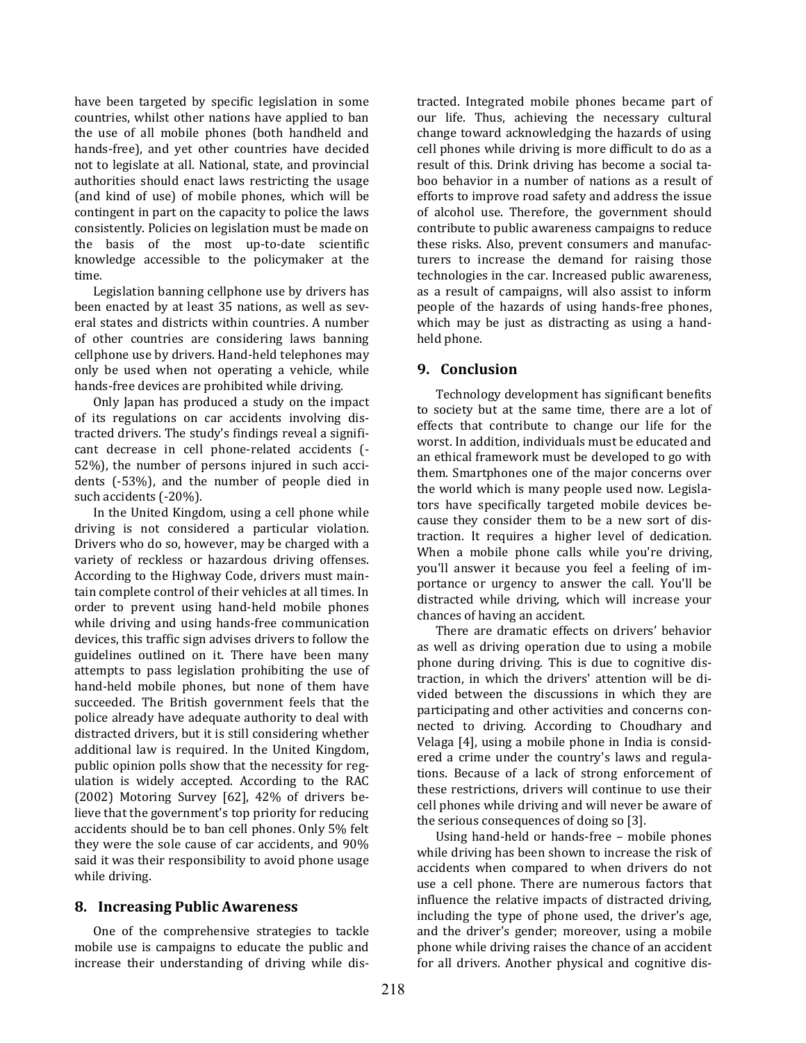have been targeted by specific legislation in some countries, whilst other nations have applied to ban the use of all mobile phones (both handheld and hands-free), and yet other countries have decided not to legislate at all. National, state, and provincial authorities should enact laws restricting the usage (and kind of use) of mobile phones, which will be contingent in part on the capacity to police the laws consistently. Policies on legislation must be made on the basis of the most up-to-date scientific knowledge accessible to the policymaker at the time.

Legislation banning cellphone use by drivers has been enacted by at least 35 nations, as well as several states and districts within countries. A number of other countries are considering laws banning cellphone use by drivers. Hand-held telephones may only be used when not operating a vehicle, while hands-free devices are prohibited while driving.

Only Japan has produced a study on the impact of its regulations on car accidents involving distracted drivers. The study's findings reveal a significant decrease in cell phone-related accidents (-52%), the number of persons injured in such accidents (-53%), and the number of people died in such accidents (-20%).

In the United Kingdom, using a cell phone while driving is not considered a particular violation. Drivers who do so, however, may be charged with a variety of reckless or hazardous driving offenses. According to the Highway Code, drivers must maintain complete control of their vehicles at all times. In order to prevent using hand-held mobile phones while driving and using hands-free communication devices, this traffic sign advises drivers to follow the guidelines outlined on it. There have been many attempts to pass legislation prohibiting the use of hand-held mobile phones, but none of them have succeeded. The British government feels that the police already have adequate authority to deal with distracted drivers, but it is still considering whether additional law is required. In the United Kingdom, public opinion polls show that the necessity for regulation is widely accepted. According to the RAC (2002) Motoring Survey [62], 42% of drivers believe that the government's top priority for reducing accidents should be to ban cell phones. Only 5% felt they were the sole cause of car accidents, and 90% said it was their responsibility to avoid phone usage while driving.

## 8. Increasing Public Awareness

One of the comprehensive strategies to tackle mobile use is campaigns to educate the public and increase their understanding of driving while distracted. Integrated mobile phones became part of our life. Thus, achieving the necessary cultural change toward acknowledging the hazards of using cell phones while driving is more difficult to do as a result of this. Drink driving has become a social taboo behavior in a number of nations as a result of efforts to improve road safety and address the issue of alcohol use. Therefore, the government should contribute to public awareness campaigns to reduce these risks. Also, prevent consumers and manufacturers to increase the demand for raising those technologies in the car. Increased public awareness, as a result of campaigns, will also assist to inform people of the hazards of using hands-free phones, which may be just as distracting as using a hand-held phone.

## 9. Conclusion

Technology development has significant benefits to society but at the same time, there are a lot of effects that contribute to change our life for the worst. In addition, individuals must be educated and an ethical framework must be developed to go with them. Smartphones one of the major concerns over the world which is many people used now. Legislators have specifically targeted mobile devices because they consider them to be a new sort of distraction. It requires a higher level of dedication. When a mobile phone calls while you're driving, you'll answer it because you feel a feeling of importance or urgency to answer the call. You'll be distracted while driving, which will increase your chances of having an accident.

There are dramatic effects on drivers' behavior as well as driving operation due to using a mobile phone during driving. This is due to cognitive distraction, in which the drivers' attention will be divided between the discussions in which they are participating and other activities and concerns connected to driving. According to Choudhary and Velaga [4], using a mobile phone in India is considered a crime under the country's laws and regulations. Because of a lack of strong enforcement of these restrictions, drivers will continue to use their cell phones while driving and will never be aware of the serious consequences of doing so [3].

Using hand-held or hands-free – mobile phones while driving has been shown to increase the risk of accidents when compared to when drivers do not use a cell phone. There are numerous factors that influence the relative impacts of distracted driving, including the type of phone used, the driver's age, and the driver's gender; moreover, using a mobile phone while driving raises the chance of an accident for all drivers. Another physical and cognitive dis-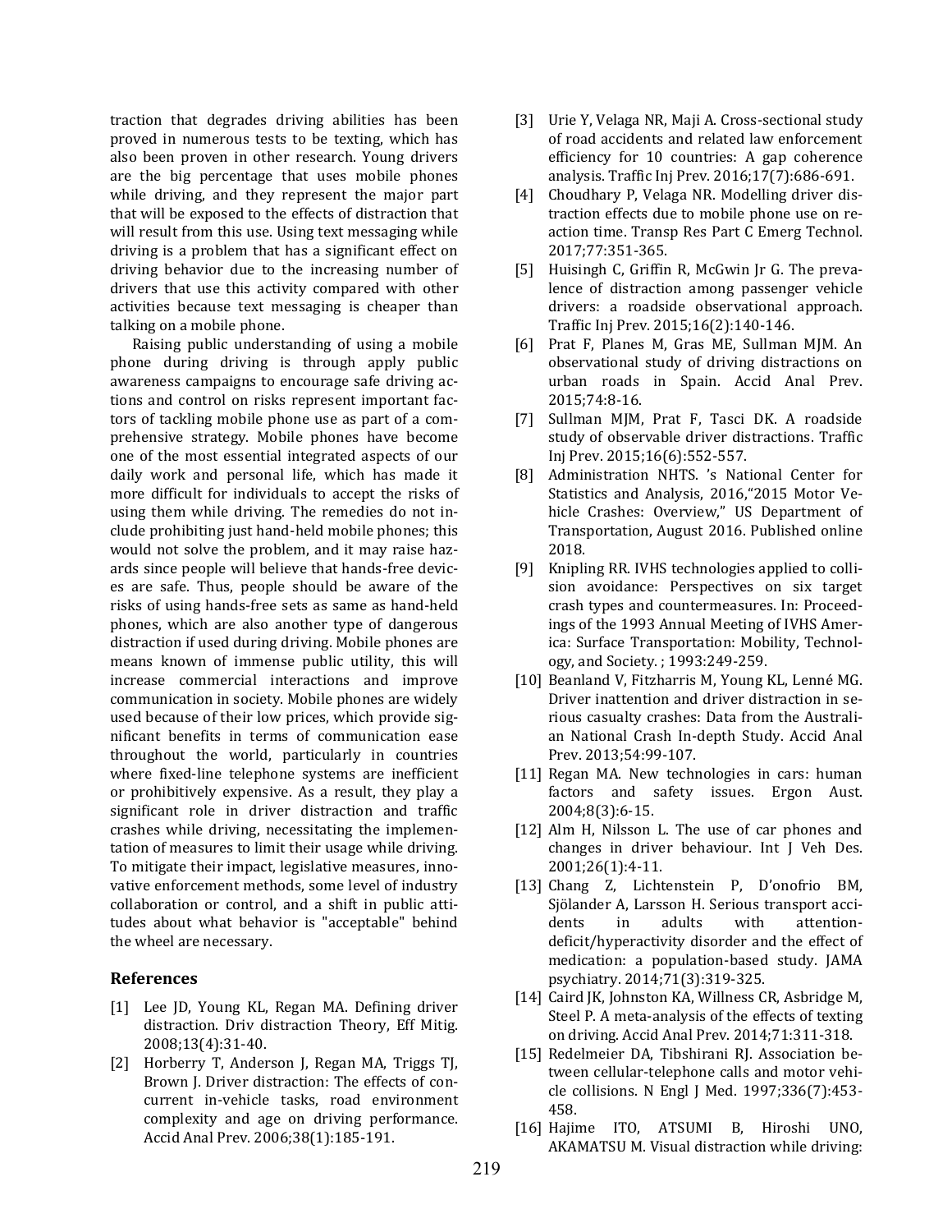traction that degrades driving abilities has been proved in numerous tests to be texting, which has also been proven in other research. Young drivers are the big percentage that uses mobile phones while driving, and they represent the major part that will be exposed to the effects of distraction that will result from this use. Using text messaging while driving is a problem that has a significant effect on driving behavior due to the increasing number of drivers that use this activity compared with other activities because text messaging is cheaper than talking on a mobile phone.

Raising public understanding of using a mobile phone during driving is through apply public awareness campaigns to encourage safe driving actions and control on risks represent important factors of tackling mobile phone use as part of a comprehensive strategy. Mobile phones have become one of the most essential integrated aspects of our daily work and personal life, which has made it more difficult for individuals to accept the risks of using them while driving. The remedies do not include prohibiting just hand-held mobile phones; this would not solve the problem, and it may raise hazards since people will believe that hands-free devices are safe. Thus, people should be aware of the risks of using hands-free sets as same as hand-held phones, which are also another type of dangerous distraction if used during driving. Mobile phones are means known of immense public utility, this will increase commercial interactions and improve communication in society. Mobile phones are widely used because of their low prices, which provide significant benefits in terms of communication ease throughout the world, particularly in countries where fixed-line telephone systems are inefficient or prohibitively expensive. As a result, they play a significant role in driver distraction and traffic crashes while driving, necessitating the implementation of measures to limit their usage while driving. To mitigate their impact, legislative measures, innovative enforcement methods, some level of industry collaboration or control, and a shift in public attitudes about what behavior is "acceptable" behind the wheel are necessary.

## References

[1] Lee JD, Young KL, Regan MA. Defining driver distraction. Driv distraction Theory, Eff Mitig. 2008;13(4):31-40.

[2] Horberry T, Anderson J, Regan MA, Triggs TJ, Brown J. Driver distraction: The effects of concurrent in-vehicle tasks, road environment complexity and age on driving performance. Accid Anal Prev. 2006;38(1):185-191.

[3] Urie Y, Velaga NR, Maji A. Cross-sectional study of road accidents and related law enforcement efficiency for 10 countries: A gap coherence analysis. Traffic Inj Prev. 2016;17(7):686-691.

[4] Choudhary P, Velaga NR. Modelling driver distraction effects due to mobile phone use on reaction time. Transp Res Part C Emerg Technol. 2017;77:351-365.

[5] Huisingh C, Griffin R, McGwin Jr G. The prevalence of distraction among passenger vehicle drivers: a roadside observational approach. Traffic Inj Prev. 2015;16(2):140-146.

[6] Prat F, Planes M, Gras ME, Sullman MJM. An observational study of driving distractions on urban roads in Spain. Accid Anal Prev. 2015;74:8-16.

[7] Sullman MJM, Prat F, Tasci DK. A roadside study of observable driver distractions. Traffic Inj Prev. 2015;16(6):552-557.

[8] Administration NHTS. 's National Center for Statistics and Analysis, 2016,"2015 Motor Vehicle Crashes: Overview," US Department of Transportation, August 2016. Published online 2018.

[9] Knipling RR. IVHS technologies applied to collision avoidance: Perspectives on six target crash types and countermeasures. In: Proceedings of the 1993 Annual Meeting of IVHS America: Surface Transportation: Mobility, Technology, and Society. ; 1993:249-259.

[10] Beanland V, Fitzharris M, Young KL, Lenné MG. Driver inattention and driver distraction in serious casualty crashes: Data from the Australian National Crash In-depth Study. Accid Anal Prev. 2013;54:99-107.

[11] Regan MA. New technologies in cars: human factors and safety issues. Ergon Aust. 2004;8(3):6-15.

[12] Alm H, Nilsson L. The use of car phones and changes in driver behaviour. Int J Veh Des. 2001;26(1):4-11.

[13] Chang Z, Lichtenstein P, D'onofrio BM, Sjölander A, Larsson H. Serious transport accidents in adults with attention-deficit/hyperactivity disorder and the effect of medication: a population-based study. JAMA psychiatry. 2014;71(3):319-325.

[14] Caird JK, Johnston KA, Willness CR, Asbridge M, Steel P. A meta-analysis of the effects of texting on driving. Accid Anal Prev. 2014;71:311-318.

[15] Redelmeier DA, Tibshirani RJ. Association between cellular-telephone calls and motor vehicle collisions. N Engl J Med. 1997;336(7):453-458.

[16] Hajime ITO, ATSUMI B, Hiroshi UNO, AKAMATSU M. Visual distraction while driving: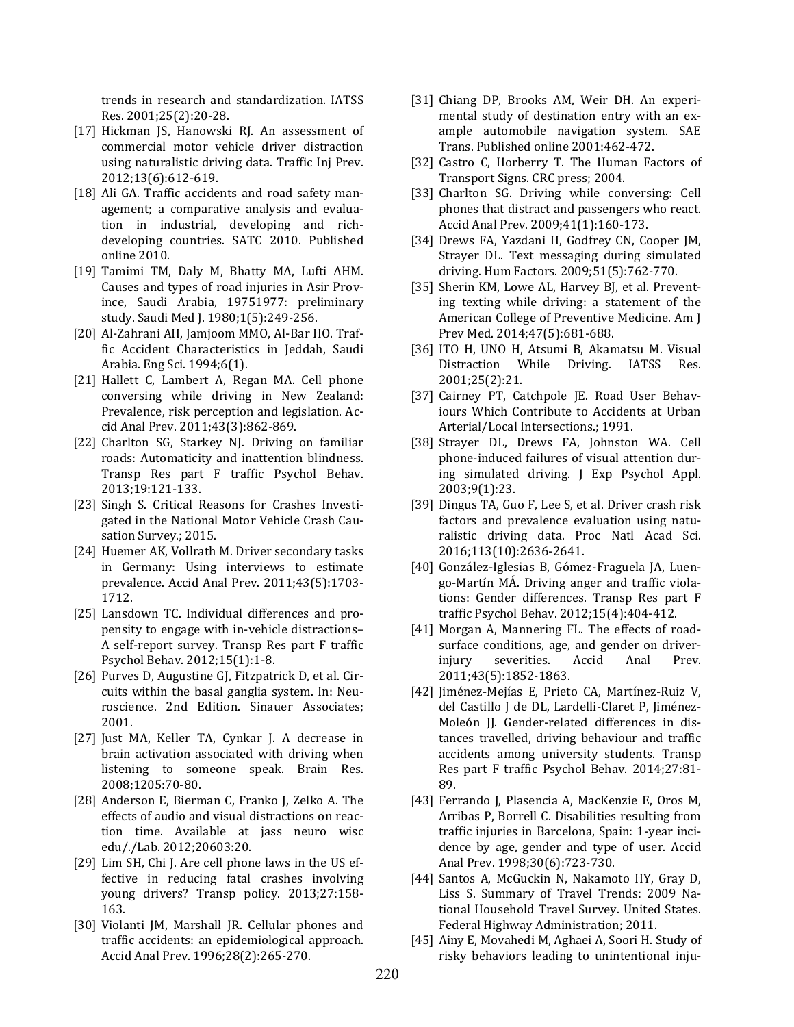trends in research and standardization. IATSS Res. 2001;25(2):20-28.

[17] Hickman JS, Hanowski RJ. An assessment of commercial motor vehicle driver distraction using naturalistic driving data. Traffic Inj Prev. 2012;13(6):612-619.

[18] Ali GA. Traffic accidents and road safety management; a comparative analysis and evaluation in industrial, developing and rich-developing countries. SATC 2010. Published online 2010.

[19] Tamimi TM, Daly M, Bhatty MA, Lufti AHM. Causes and types of road injuries in Asir Province, Saudi Arabia, 19751977: preliminary study. Saudi Med J. 1980;1(5):249-256.

[20] Al-Zahrani AH, Jamjoom MMO, Al-Bar HO. Traffic Accident Characteristics in Jeddah, Saudi Arabia. Eng Sci. 1994;6(1).

[21] Hallett C, Lambert A, Regan MA. Cell phone conversing while driving in New Zealand: Prevalence, risk perception and legislation. Accid Anal Prev. 2011;43(3):862-869.

[22] Charlton SG, Starkey NJ. Driving on familiar roads: Automaticity and inattention blindness. Transp Res part F traffic Psychol Behav. 2013;19:121-133.

[23] Singh S. Critical Reasons for Crashes Investigated in the National Motor Vehicle Crash Causation Survey.; 2015.

[24] Huemer AK, Vollrath M. Driver secondary tasks in Germany: Using interviews to estimate prevalence. Accid Anal Prev. 2011;43(5):1703-1712.

[25] Lansdown TC. Individual differences and propensity to engage with in-vehicle distractions–A self-report survey. Transp Res part F traffic Psychol Behav. 2012;15(1):1-8.

[26] Purves D, Augustine GJ, Fitzpatrick D, et al. Circuits within the basal ganglia system. In: Neuroscience. 2nd Edition. Sinauer Associates; 2001.

[27] Just MA, Keller TA, Cynkar J. A decrease in brain activation associated with driving when listening to someone speak. Brain Res. 2008;1205:70-80.

[28] Anderson E, Bierman C, Franko J, Zelko A. The effects of audio and visual distractions on reaction time. Available at jass neuro wisc edu/./Lab. 2012;20603:20.

[29] Lim SH, Chi J. Are cell phone laws in the US effective in reducing fatal crashes involving young drivers? Transp policy. 2013;27:158-163.

[30] Violanti JM, Marshall JR. Cellular phones and traffic accidents: an epidemiological approach. Accid Anal Prev. 1996;28(2):265-270.

[31] Chiang DP, Brooks AM, Weir DH. An experimental study of destination entry with an example automobile navigation system. SAE Trans. Published online 2001:462-472.

[32] Castro C, Horberry T. The Human Factors of Transport Signs. CRC press; 2004.

[33] Charlton SG. Driving while conversing: Cell phones that distract and passengers who react. Accid Anal Prev. 2009;41(1):160-173.

[34] Drews FA, Yazdani H, Godfrey CN, Cooper JM, Strayer DL. Text messaging during simulated driving. Hum Factors. 2009;51(5):762-770.

[35] Sherin KM, Lowe AL, Harvey BJ, et al. Preventing texting while driving: a statement of the American College of Preventive Medicine. Am J Prev Med. 2014;47(5):681-688.

[36] ITO H, UNO H, Atsumi B, Akamatsu M. Visual Distraction While Driving. IATSS Res. 2001;25(2):21.

[37] Cairney PT, Catchpole JE. Road User Behaviours Which Contribute to Accidents at Urban Arterial/Local Intersections.; 1991.

[38] Strayer DL, Drews FA, Johnston WA. Cell phone-induced failures of visual attention during simulated driving. J Exp Psychol Appl. 2003;9(1):23.

[39] Dingus TA, Guo F, Lee S, et al. Driver crash risk factors and prevalence evaluation using naturalistic driving data. Proc Natl Acad Sci. 2016;113(10):2636-2641.

[40] González-Iglesias B, Gómez-Fraguela JA, Luengo-Martín MÁ. Driving anger and traffic violations: Gender differences. Transp Res part F traffic Psychol Behav. 2012;15(4):404-412.

[41] Morgan A, Mannering FL. The effects of road-surface conditions, age, and gender on driver-injury severities. Accid Anal Prev. 2011;43(5):1852-1863.

[42] Jiménez-Mejías E, Prieto CA, Martínez-Ruiz V, del Castillo J de DL, Lardelli-Claret P, Jiménez-Moleón JJ. Gender-related differences in distances travelled, driving behaviour and traffic accidents among university students. Transp Res part F traffic Psychol Behav. 2014;27:81-89.

[43] Ferrando J, Plasencia A, MacKenzie E, Oros M, Arribas P, Borrell C. Disabilities resulting from traffic injuries in Barcelona, Spain: 1-year incidence by age, gender and type of user. Accid Anal Prev. 1998;30(6):723-730.

[44] Santos A, McGuckin N, Nakamoto HY, Gray D, Liss S. Summary of Travel Trends: 2009 National Household Travel Survey. United States. Federal Highway Administration; 2011.

[45] Ainy E, Movahedi M, Aghaei A, Soori H. Study of risky behaviors leading to unintentional inju-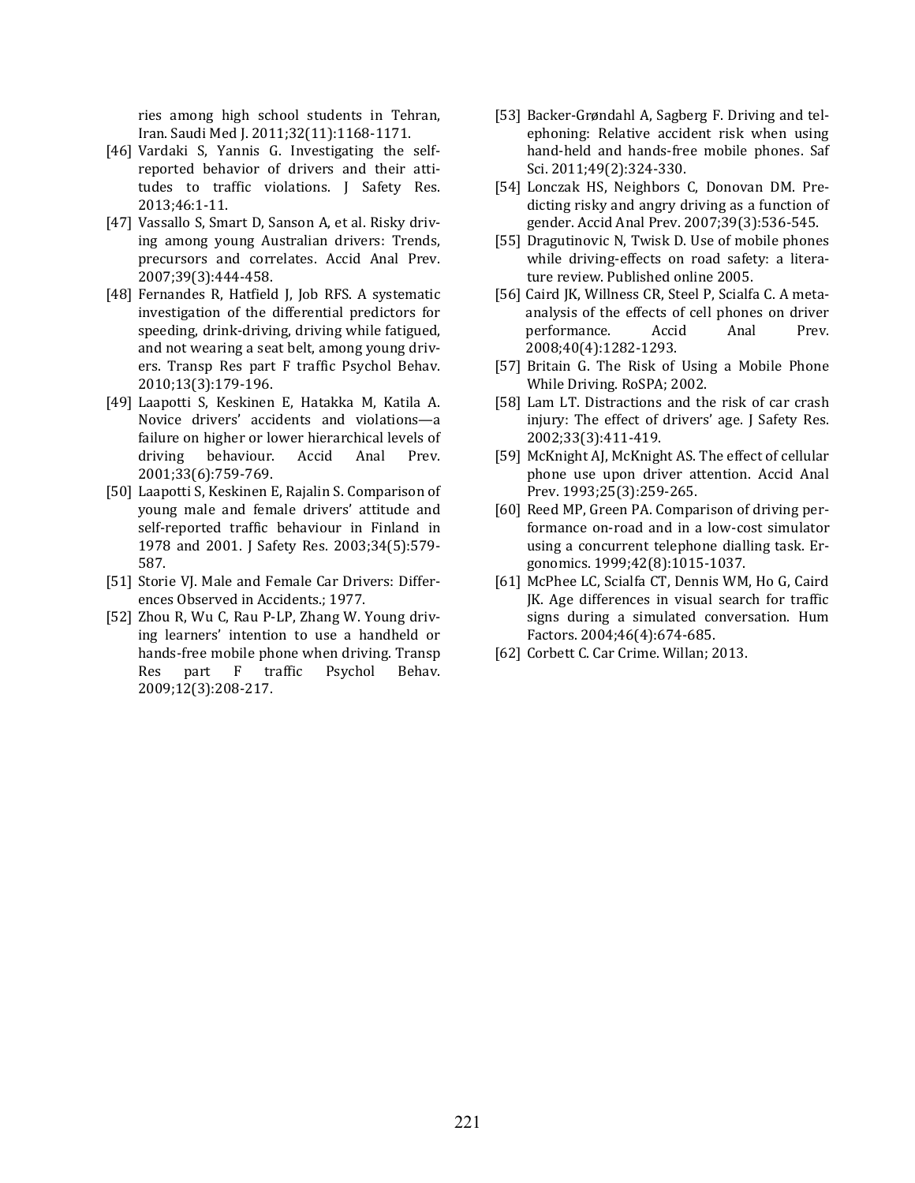ries among high school students in Tehran, Iran. Saudi Med J. 2011;32(11):1168-1171.

[46] Vardaki S, Yannis G. Investigating the self-reported behavior of drivers and their attitudes to traffic violations. J Safety Res. 2013;46:1-11.

[47] Vassallo S, Smart D, Sanson A, et al. Risky driving among young Australian drivers: Trends, precursors and correlates. Accid Anal Prev. 2007;39(3):444-458.

[48] Fernandes R, Hatfield J, Job RFS. A systematic investigation of the differential predictors for speeding, drink-driving, driving while fatigued, and not wearing a seat belt, among young drivers. Transp Res part F traffic Psychol Behav. 2010;13(3):179-196.

[49] Laapotti S, Keskinen E, Hatakka M, Katila A. Novice drivers' accidents and violations—a failure on higher or lower hierarchical levels of driving behaviour. Accid Anal Prev. 2001;33(6):759-769.

[50] Laapotti S, Keskinen E, Rajalin S. Comparison of young male and female drivers' attitude and self-reported traffic behaviour in Finland in 1978 and 2001. J Safety Res. 2003;34(5):579-587.

[51] Storie VJ. Male and Female Car Drivers: Differences Observed in Accidents.; 1977.

[52] Zhou R, Wu C, Rau P-LP, Zhang W. Young driving learners' intention to use a handheld or hands-free mobile phone when driving. Transp Res part F traffic Psychol Behav. 2009;12(3):208-217.

[53] Backer-Grøndahl A, Sagberg F. Driving and telephoning: Relative accident risk when using hand-held and hands-free mobile phones. Saf Sci. 2011;49(2):324-330.

[54] Lonczak HS, Neighbors C, Donovan DM. Predicting risky and angry driving as a function of gender. Accid Anal Prev. 2007;39(3):536-545.

[55] Dragutinovic N, Twisk D. Use of mobile phones while driving-effects on road safety: a literature review. Published online 2005.

[56] Caird JK, Willness CR, Steel P, Scialfa C. A meta-analysis of the effects of cell phones on driver performance. Accid Anal Prev. 2008;40(4):1282-1293.

[57] Britain G. The Risk of Using a Mobile Phone While Driving. RoSPA; 2002.

[58] Lam LT. Distractions and the risk of car crash injury: The effect of drivers' age. J Safety Res. 2002;33(3):411-419.

[59] McKnight AJ, McKnight AS. The effect of cellular phone use upon driver attention. Accid Anal Prev. 1993;25(3):259-265.

[60] Reed MP, Green PA. Comparison of driving performance on-road and in a low-cost simulator using a concurrent telephone dialling task. Ergonomics. 1999;42(8):1015-1037.

[61] McPhee LC, Scialfa CT, Dennis WM, Ho G, Caird JK. Age differences in visual search for traffic signs during a simulated conversation. Hum Factors. 2004;46(4):674-685.

[62] Corbett C. Car Crime. Willan; 2013.